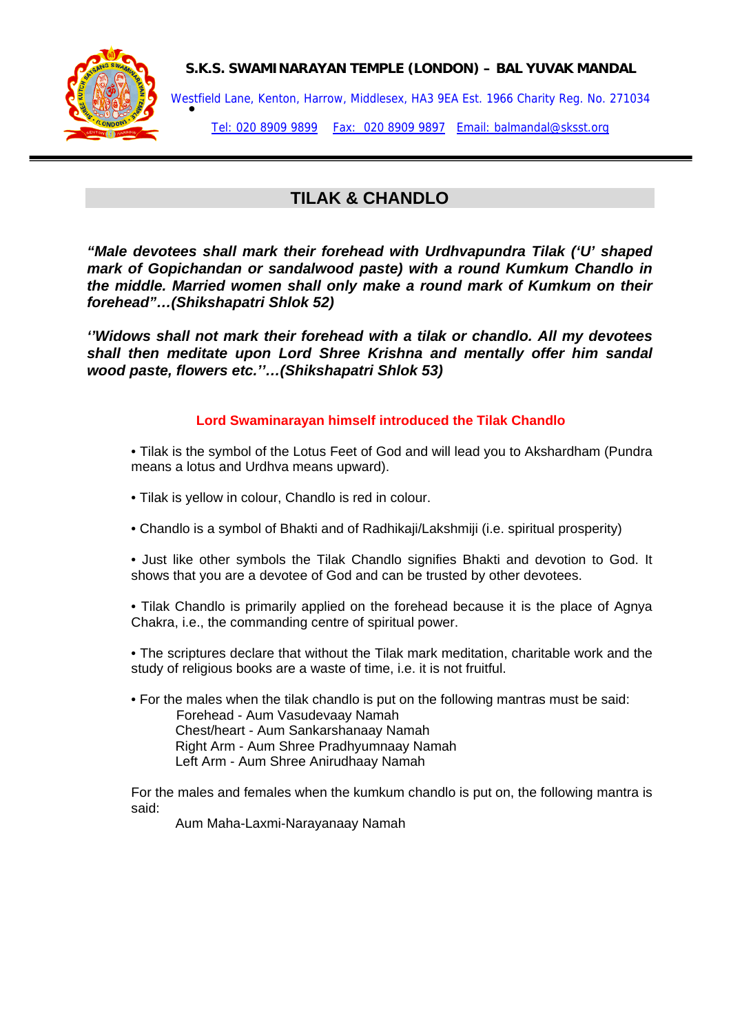**S.K.S. SWAMINARAYAN TEMPLE (LONDON) – BAL YUVAK MANDAL**

Westfield Lane, Kenton, Harrow, Middlesex, HA3 9EA Est. 1966 Charity Reg. No. 271034

Tel: 020 8909 9899 Fax: 020 8909 9897 Email: balmandal@sksst.org

---

# TILAK & CHANDLO

***"Male devotees shall mark their forehead with Urdhvapundra Tilak ('U' shaped mark of Gopichandan or sandalwood paste) with a round Kumkum Chandlo in the middle. Married women shall only make a round mark of Kumkum on their forehead"…(Shikshapatri Shlok 52)***

***''Widows shall not mark their forehead with a tilak or chandlo. All my devotees shall then meditate upon Lord Shree Krishna and mentally offer him sandal wood paste, flowers etc.''…(Shikshapatri Shlok 53)***

**Lord Swaminarayan himself introduced the Tilak Chandlo**

- Tilak is the symbol of the Lotus Feet of God and will lead you to Akshardham (Pundra means a lotus and Urdhva means upward).
- Tilak is yellow in colour, Chandlo is red in colour.
- Chandlo is a symbol of Bhakti and of Radhikaji/Lakshmiji (i.e. spiritual prosperity)
- Just like other symbols the Tilak Chandlo signifies Bhakti and devotion to God. It shows that you are a devotee of God and can be trusted by other devotees.
- Tilak Chandlo is primarily applied on the forehead because it is the place of Agnya Chakra, i.e., the commanding centre of spiritual power.
- The scriptures declare that without the Tilak mark meditation, charitable work and the study of religious books are a waste of time, i.e. it is not fruitful.
- For the males when the tilak chandlo is put on the following mantras must be said:
  - Forehead - Aum Vasudevaay Namah
  - Chest/heart - Aum Sankarshanaay Namah
  - Right Arm - Aum Shree Pradhyumnaay Namah
  - Left Arm - Aum Shree Anirudhaay Namah

For the males and females when the kumkum chandlo is put on, the following mantra is said:

Aum Maha-Laxmi-Narayanaay Namah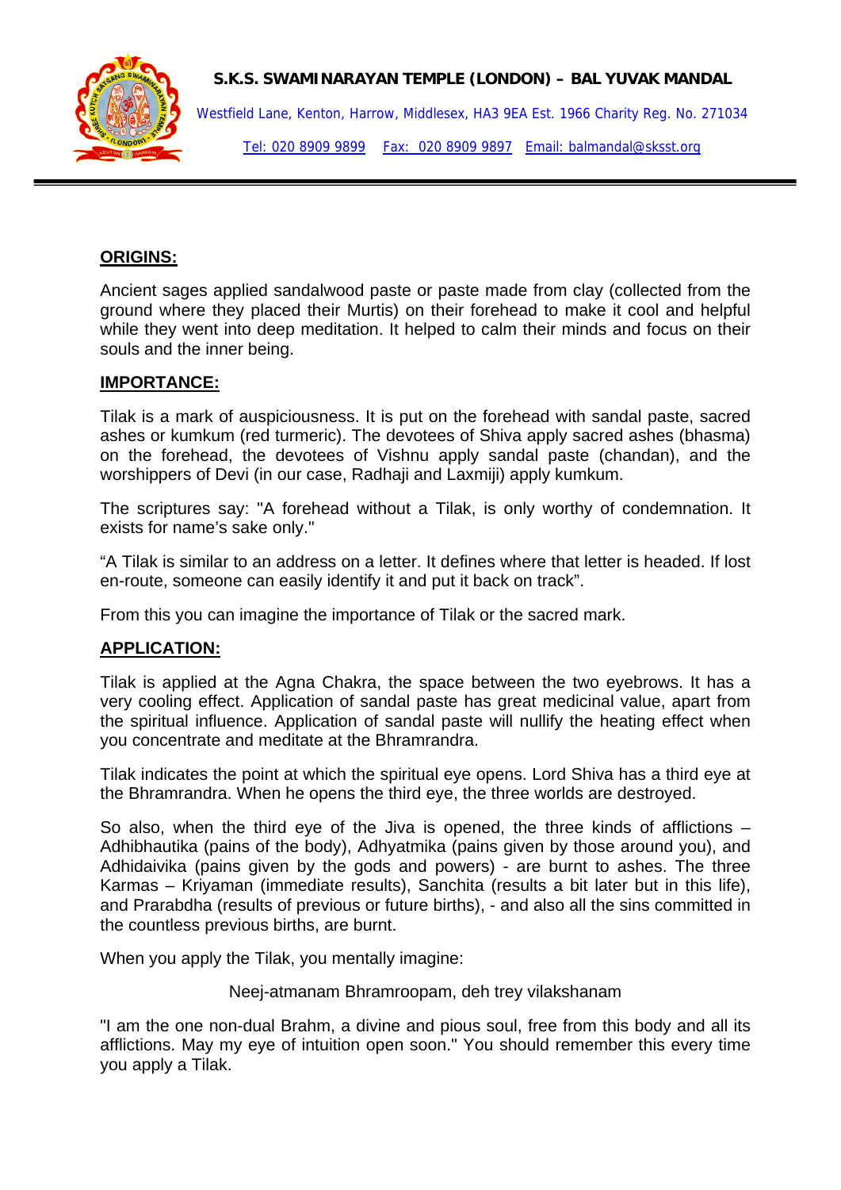## ORIGINS:

Ancient sages applied sandalwood paste or paste made from clay (collected from the ground where they placed their Murtis) on their forehead to make it cool and helpful while they went into deep meditation. It helped to calm their minds and focus on their souls and the inner being.

## IMPORTANCE:

Tilak is a mark of auspiciousness. It is put on the forehead with sandal paste, sacred ashes or kumkum (red turmeric). The devotees of Shiva apply sacred ashes (bhasma) on the forehead, the devotees of Vishnu apply sandal paste (chandan), and the worshippers of Devi (in our case, Radhaji and Laxmiji) apply kumkum.

The scriptures say: "A forehead without a Tilak, is only worthy of condemnation. It exists for name's sake only."

"A Tilak is similar to an address on a letter. It defines where that letter is headed. If lost en-route, someone can easily identify it and put it back on track".

From this you can imagine the importance of Tilak or the sacred mark.

## APPLICATION:

Tilak is applied at the Agna Chakra, the space between the two eyebrows. It has a very cooling effect. Application of sandal paste has great medicinal value, apart from the spiritual influence. Application of sandal paste will nullify the heating effect when you concentrate and meditate at the Bhramrandra.

Tilak indicates the point at which the spiritual eye opens. Lord Shiva has a third eye at the Bhramrandra. When he opens the third eye, the three worlds are destroyed.

So also, when the third eye of the Jiva is opened, the three kinds of afflictions – Adhibhautika (pains of the body), Adhyatmika (pains given by those around you), and Adhidaivika (pains given by the gods and powers) - are burnt to ashes. The three Karmas – Kriyaman (immediate results), Sanchita (results a bit later but in this life), and Prarabdha (results of previous or future births), - and also all the sins committed in the countless previous births, are burnt.

When you apply the Tilak, you mentally imagine:

Neej-atmanam Bhramroopam, deh trey vilakshanam

"I am the one non-dual Brahm, a divine and pious soul, free from this body and all its afflictions. May my eye of intuition open soon." You should remember this every time you apply a Tilak.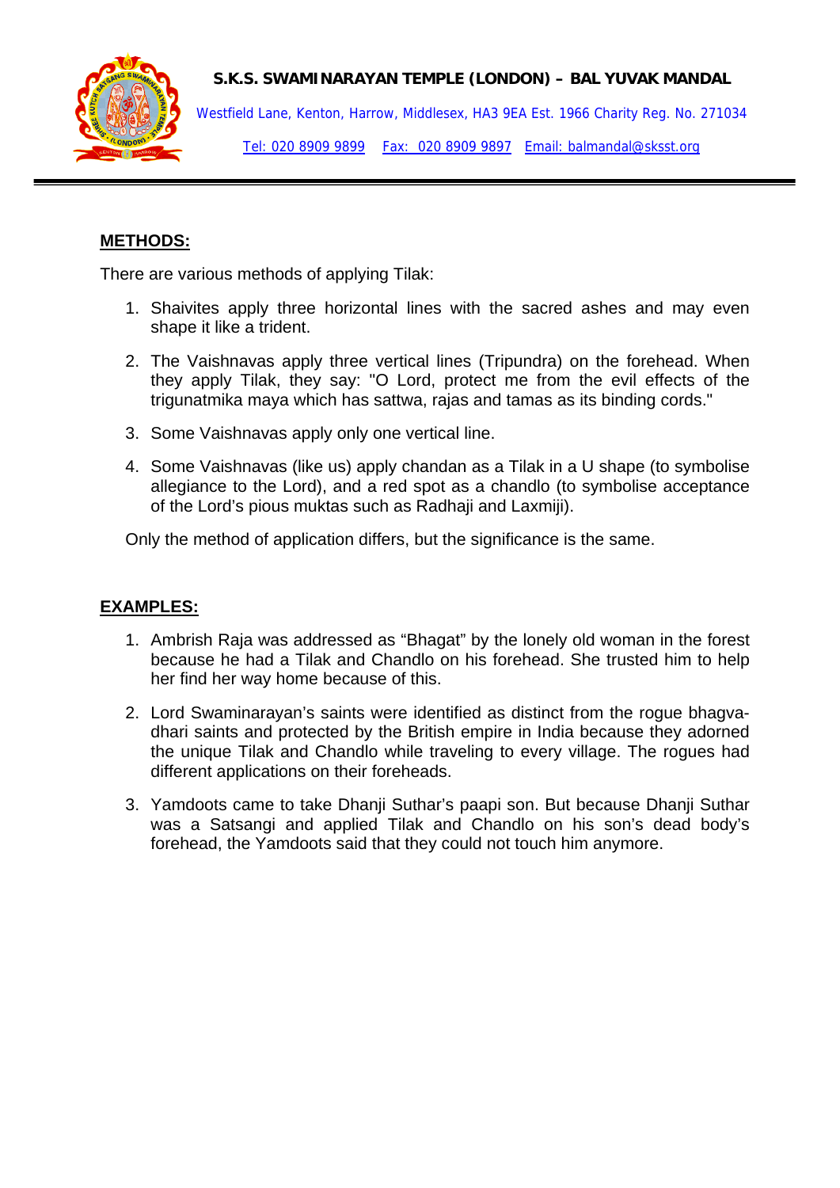## METHODS:

There are various methods of applying Tilak:

1. Shaivites apply three horizontal lines with the sacred ashes and may even shape it like a trident.
2. The Vaishnavas apply three vertical lines (Tripundra) on the forehead. When they apply Tilak, they say: "O Lord, protect me from the evil effects of the trigunatmika maya which has sattwa, rajas and tamas as its binding cords."
3. Some Vaishnavas apply only one vertical line.
4. Some Vaishnavas (like us) apply chandan as a Tilak in a U shape (to symbolise allegiance to the Lord), and a red spot as a chandlo (to symbolise acceptance of the Lord's pious muktas such as Radhaji and Laxmiji).

Only the method of application differs, but the significance is the same.

## EXAMPLES:

1. Ambrish Raja was addressed as "Bhagat" by the lonely old woman in the forest because he had a Tilak and Chandlo on his forehead. She trusted him to help her find her way home because of this.
2. Lord Swaminarayan's saints were identified as distinct from the rogue bhagva-dhari saints and protected by the British empire in India because they adorned the unique Tilak and Chandlo while traveling to every village. The rogues had different applications on their foreheads.
3. Yamdoots came to take Dhanji Suthar's paapi son. But because Dhanji Suthar was a Satsangi and applied Tilak and Chandlo on his son's dead body's forehead, the Yamdoots said that they could not touch him anymore.